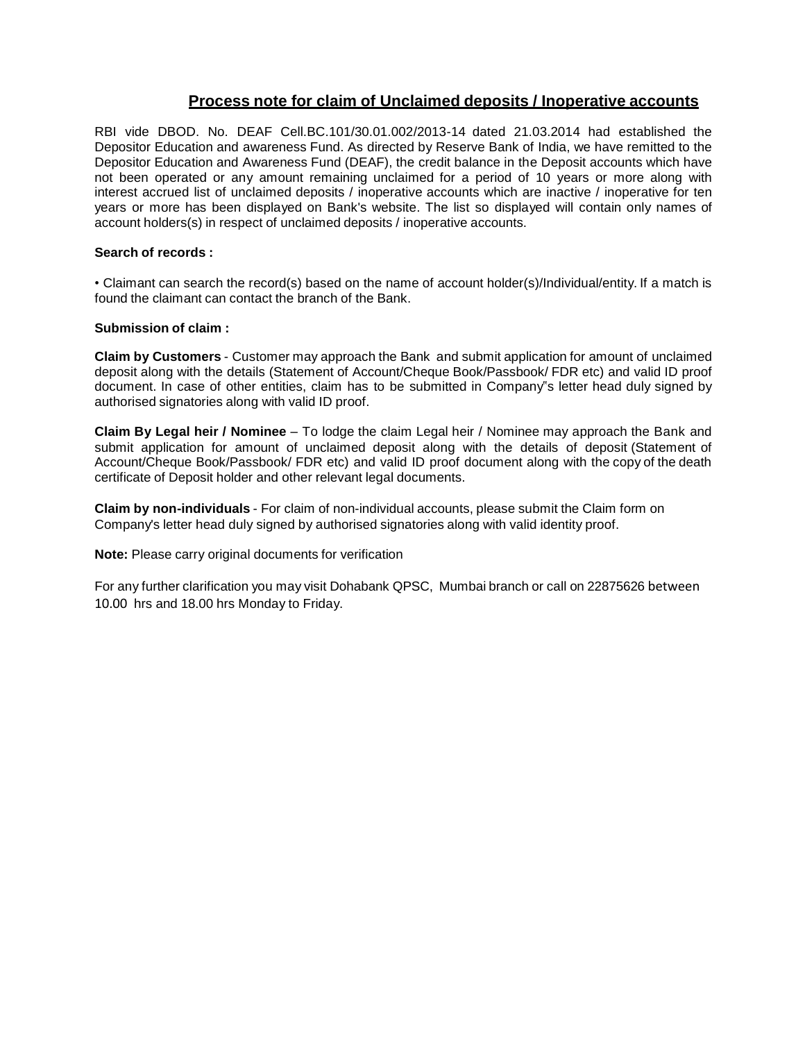## Process note for claim of Unclaimed deposits / Inoperative accounts

RBI vide DBOD. No. DEAF Cell.BC.101/30.01.002/2013-14 dated 21.03.2014 had established the Depositor Education and awareness Fund. As directed by Reserve Bank of India, we have remitted to the Depositor Education and Awareness Fund (DEAF), the credit balance in the Deposit accounts which have not been operated or any amount remaining unclaimed for a period of 10 years or more along with interest accrued list of unclaimed deposits / inoperative accounts which are inactive / inoperative for ten years or more has been displayed on Bank's website. The list so displayed will contain only names of account holders(s) in respect of unclaimed deposits / inoperative accounts.

**Search of records :**

- Claimant can search the record(s) based on the name of account holder(s)/Individual/entity. If a match is found the claimant can contact the branch of the Bank.

**Submission of claim :**

**Claim by Customers** - Customer may approach the Bank and submit application for amount of unclaimed deposit along with the details (Statement of Account/Cheque Book/Passbook/ FDR etc) and valid ID proof document. In case of other entities, claim has to be submitted in Company"s letter head duly signed by authorised signatories along with valid ID proof.

**Claim By Legal heir / Nominee** – To lodge the claim Legal heir / Nominee may approach the Bank and submit application for amount of unclaimed deposit along with the details of deposit (Statement of Account/Cheque Book/Passbook/ FDR etc) and valid ID proof document along with the copy of the death certificate of Deposit holder and other relevant legal documents.

**Claim by non-individuals** - For claim of non-individual accounts, please submit the Claim form on Company's letter head duly signed by authorised signatories along with valid identity proof.

**Note:** Please carry original documents for verification

For any further clarification you may visit Dohabank QPSC, Mumbai branch or call on 22875626 between 10.00 hrs and 18.00 hrs Monday to Friday.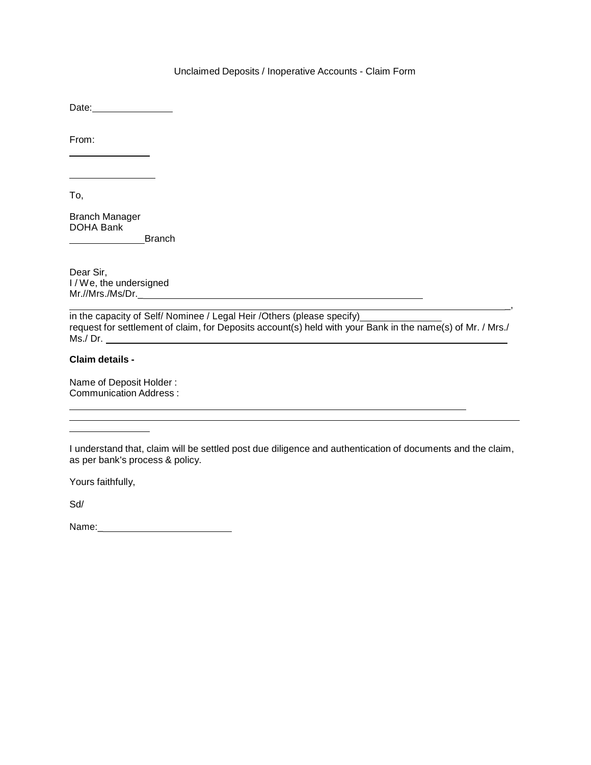Unclaimed Deposits / Inoperative Accounts - Claim Form

Date:_______________

From:

_______________

_______________

To,

Branch Manager
DOHA Bank
_____________Branch

Dear Sir,
I / We, the undersigned
Mr.//Mrs./Ms/Dr._____________________________________________________

_____________________________________________________________________,
in the capacity of Self/ Nominee / Legal Heir /Others (please specify)_______________
request for settlement of claim, for Deposits account(s) held with your Bank in the name(s) of Mr. / Mrs./ Ms./ Dr. ____________________________________________________________

**Claim details -**

Name of Deposit Holder :
Communication Address :

_____________________________________________________________________

_____________________________________________________________________

_______________

I understand that, claim will be settled post due diligence and authentication of documents and the claim, as per bank's process & policy.

Yours faithfully,

Sd/

Name:_________________________